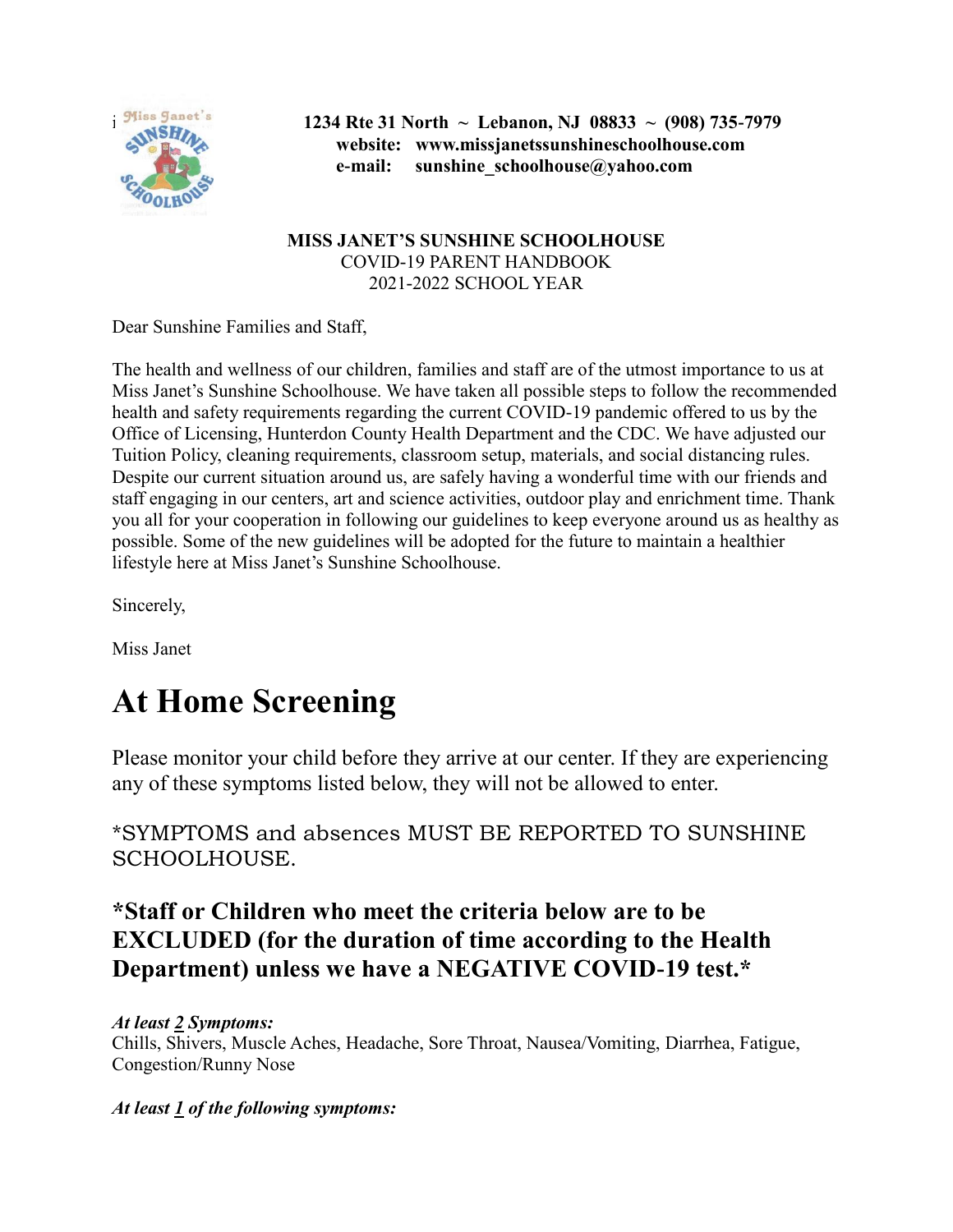1234 Rte 31 North ~ Lebanon, NJ 08833 ~ (908) 735-7979
website: www.missjanetssunshineschoolhouse.com
e-mail: sunshine_schoolhouse@yahoo.com

**MISS JANET'S SUNSHINE SCHOOLHOUSE**
COVID-19 PARENT HANDBOOK
2021-2022 SCHOOL YEAR

Dear Sunshine Families and Staff,

The health and wellness of our children, families and staff are of the utmost importance to us at Miss Janet's Sunshine Schoolhouse. We have taken all possible steps to follow the recommended health and safety requirements regarding the current COVID-19 pandemic offered to us by the Office of Licensing, Hunterdon County Health Department and the CDC. We have adjusted our Tuition Policy, cleaning requirements, classroom setup, materials, and social distancing rules. Despite our current situation around us, are safely having a wonderful time with our friends and staff engaging in our centers, art and science activities, outdoor play and enrichment time. Thank you all for your cooperation in following our guidelines to keep everyone around us as healthy as possible. Some of the new guidelines will be adopted for the future to maintain a healthier lifestyle here at Miss Janet's Sunshine Schoolhouse.

Sincerely,

Miss Janet

# At Home Screening

Please monitor your child before they arrive at our center. If they are experiencing any of these symptoms listed below, they will not be allowed to enter.

*SYMPTOMS and absences MUST BE REPORTED TO SUNSHINE SCHOOLHOUSE.

### *Staff or Children who meet the criteria below are to be EXCLUDED (for the duration of time according to the Health Department) unless we have a NEGATIVE COVID-19 test.*

***At least 2 Symptoms:***
Chills, Shivers, Muscle Aches, Headache, Sore Throat, Nausea/Vomiting, Diarrhea, Fatigue, Congestion/Runny Nose

***At least 1 of the following symptoms:***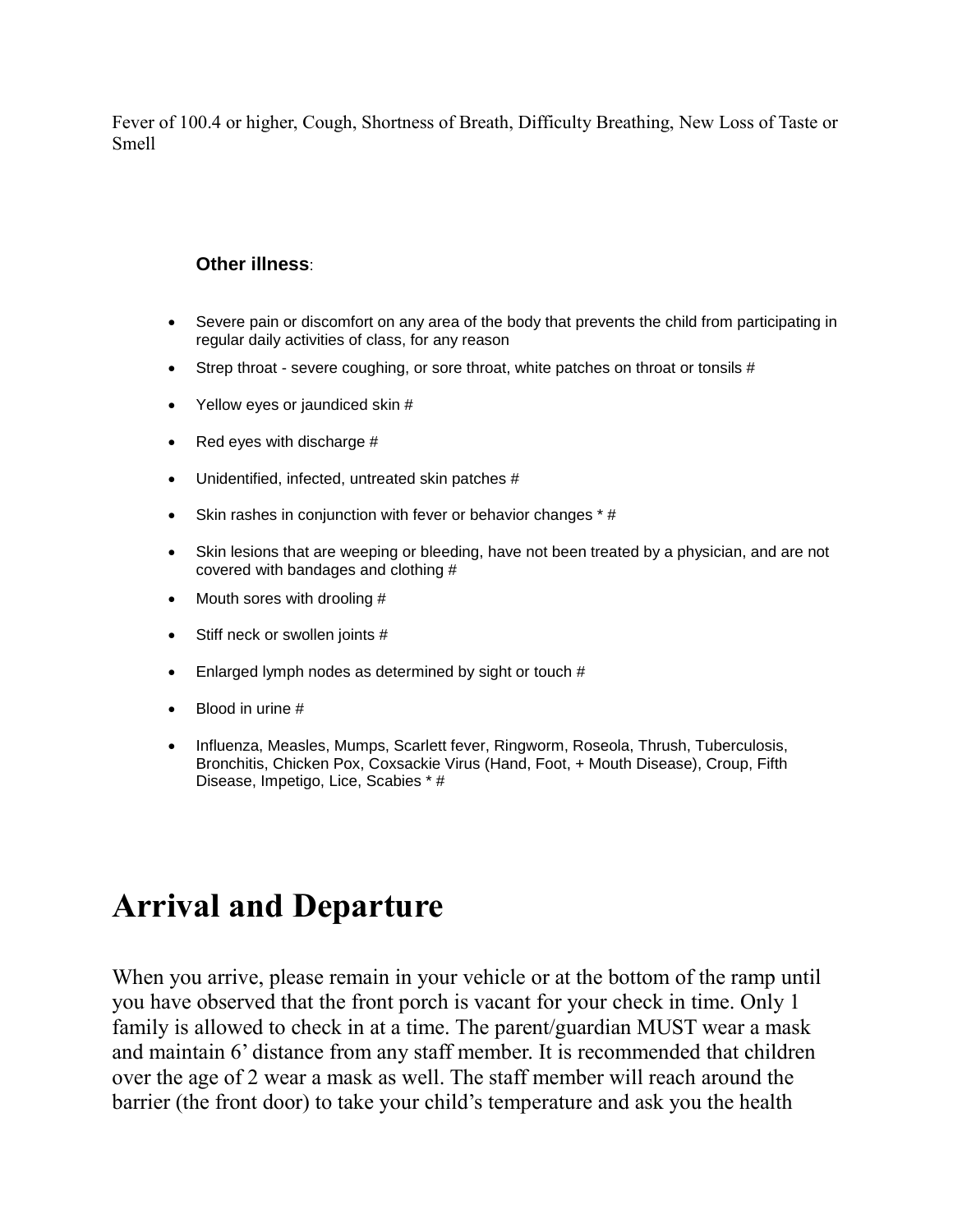Fever of 100.4 or higher, Cough, Shortness of Breath, Difficulty Breathing, New Loss of Taste or Smell

**Other illness**:

- Severe pain or discomfort on any area of the body that prevents the child from participating in regular daily activities of class, for any reason
- Strep throat - severe coughing, or sore throat, white patches on throat or tonsils #
- Yellow eyes or jaundiced skin #
- Red eyes with discharge #
- Unidentified, infected, untreated skin patches #
- Skin rashes in conjunction with fever or behavior changes * #
- Skin lesions that are weeping or bleeding, have not been treated by a physician, and are not covered with bandages and clothing #
- Mouth sores with drooling #
- Stiff neck or swollen joints #
- Enlarged lymph nodes as determined by sight or touch #
- Blood in urine #
- Influenza, Measles, Mumps, Scarlett fever, Ringworm, Roseola, Thrush, Tuberculosis, Bronchitis, Chicken Pox, Coxsackie Virus (Hand, Foot, + Mouth Disease), Croup, Fifth Disease, Impetigo, Lice, Scabies * #

# Arrival and Departure

When you arrive, please remain in your vehicle or at the bottom of the ramp until you have observed that the front porch is vacant for your check in time. Only 1 family is allowed to check in at a time. The parent/guardian MUST wear a mask and maintain 6' distance from any staff member. It is recommended that children over the age of 2 wear a mask as well. The staff member will reach around the barrier (the front door) to take your child's temperature and ask you the health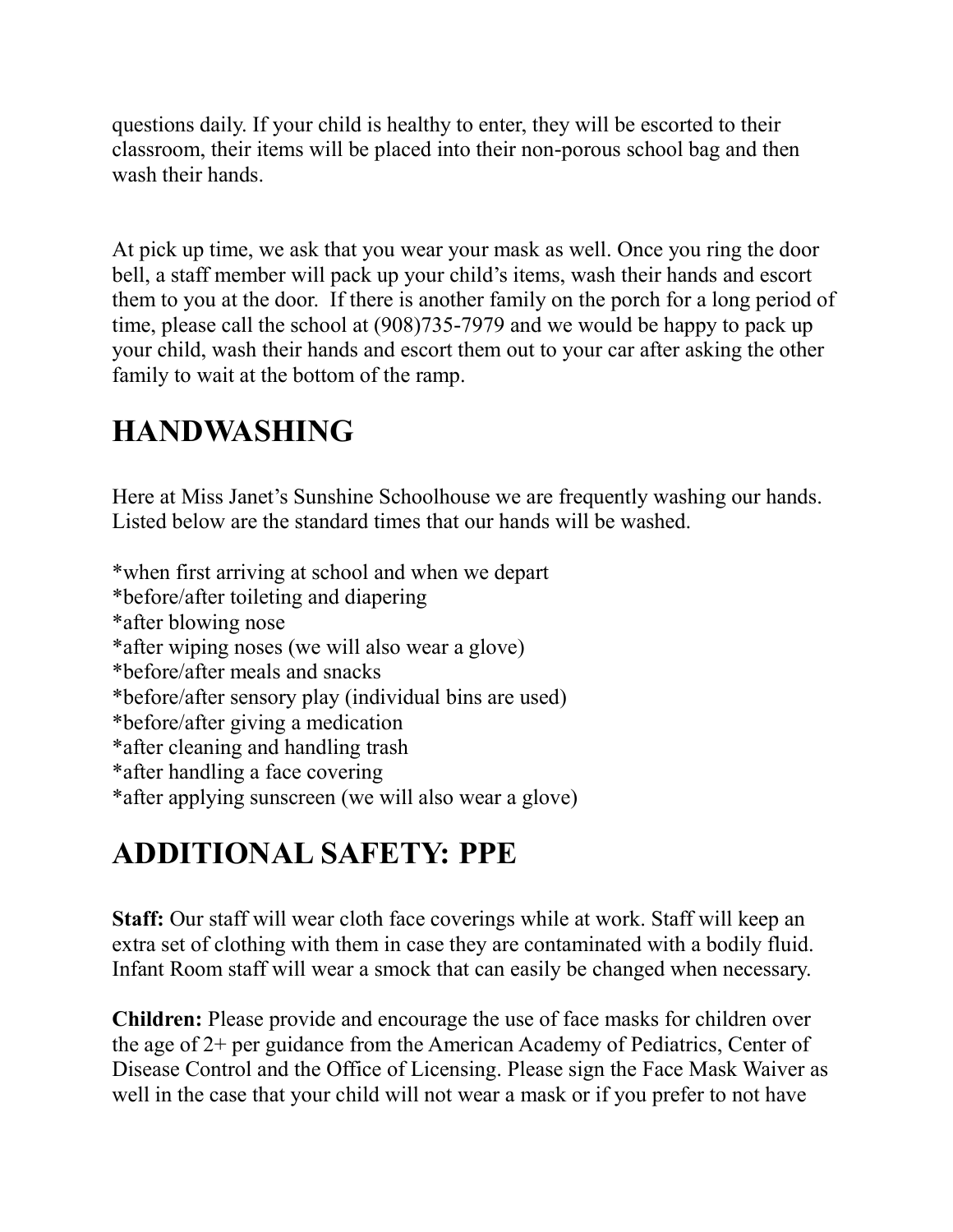questions daily. If your child is healthy to enter, they will be escorted to their classroom, their items will be placed into their non-porous school bag and then wash their hands.

At pick up time, we ask that you wear your mask as well. Once you ring the door bell, a staff member will pack up your child's items, wash their hands and escort them to you at the door. If there is another family on the porch for a long period of time, please call the school at (908)735-7979 and we would be happy to pack up your child, wash their hands and escort them out to your car after asking the other family to wait at the bottom of the ramp.

## HANDWASHING

Here at Miss Janet's Sunshine Schoolhouse we are frequently washing our hands. Listed below are the standard times that our hands will be washed.

*when first arriving at school and when we depart
*before/after toileting and diapering
*after blowing nose
*after wiping noses (we will also wear a glove)
*before/after meals and snacks
*before/after sensory play (individual bins are used)
*before/after giving a medication
*after cleaning and handling trash
*after handling a face covering
*after applying sunscreen (we will also wear a glove)

## ADDITIONAL SAFETY: PPE

**Staff:** Our staff will wear cloth face coverings while at work. Staff will keep an extra set of clothing with them in case they are contaminated with a bodily fluid. Infant Room staff will wear a smock that can easily be changed when necessary.

**Children:** Please provide and encourage the use of face masks for children over the age of 2+ per guidance from the American Academy of Pediatrics, Center of Disease Control and the Office of Licensing. Please sign the Face Mask Waiver as well in the case that your child will not wear a mask or if you prefer to not have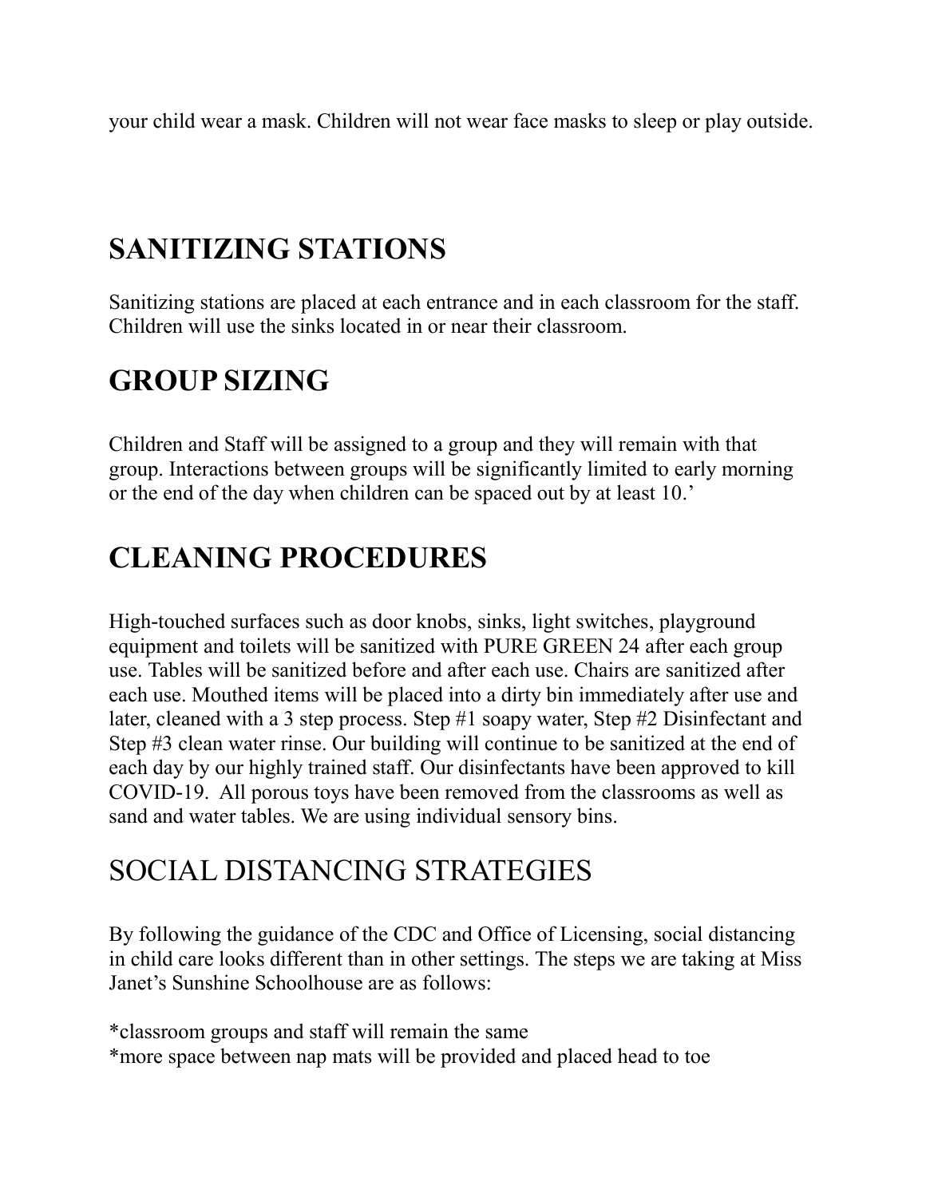your child wear a mask. Children will not wear face masks to sleep or play outside.

## SANITIZING STATIONS

Sanitizing stations are placed at each entrance and in each classroom for the staff. Children will use the sinks located in or near their classroom.

## GROUP SIZING

Children and Staff will be assigned to a group and they will remain with that group. Interactions between groups will be significantly limited to early morning or the end of the day when children can be spaced out by at least 10.'

## CLEANING PROCEDURES

High-touched surfaces such as door knobs, sinks, light switches, playground equipment and toilets will be sanitized with PURE GREEN 24 after each group use. Tables will be sanitized before and after each use. Chairs are sanitized after each use. Mouthed items will be placed into a dirty bin immediately after use and later, cleaned with a 3 step process. Step #1 soapy water, Step #2 Disinfectant and Step #3 clean water rinse. Our building will continue to be sanitized at the end of each day by our highly trained staff. Our disinfectants have been approved to kill COVID-19. All porous toys have been removed from the classrooms as well as sand and water tables. We are using individual sensory bins.

## SOCIAL DISTANCING STRATEGIES

By following the guidance of the CDC and Office of Licensing, social distancing in child care looks different than in other settings. The steps we are taking at Miss Janet's Sunshine Schoolhouse are as follows:

*classroom groups and staff will remain the same
*more space between nap mats will be provided and placed head to toe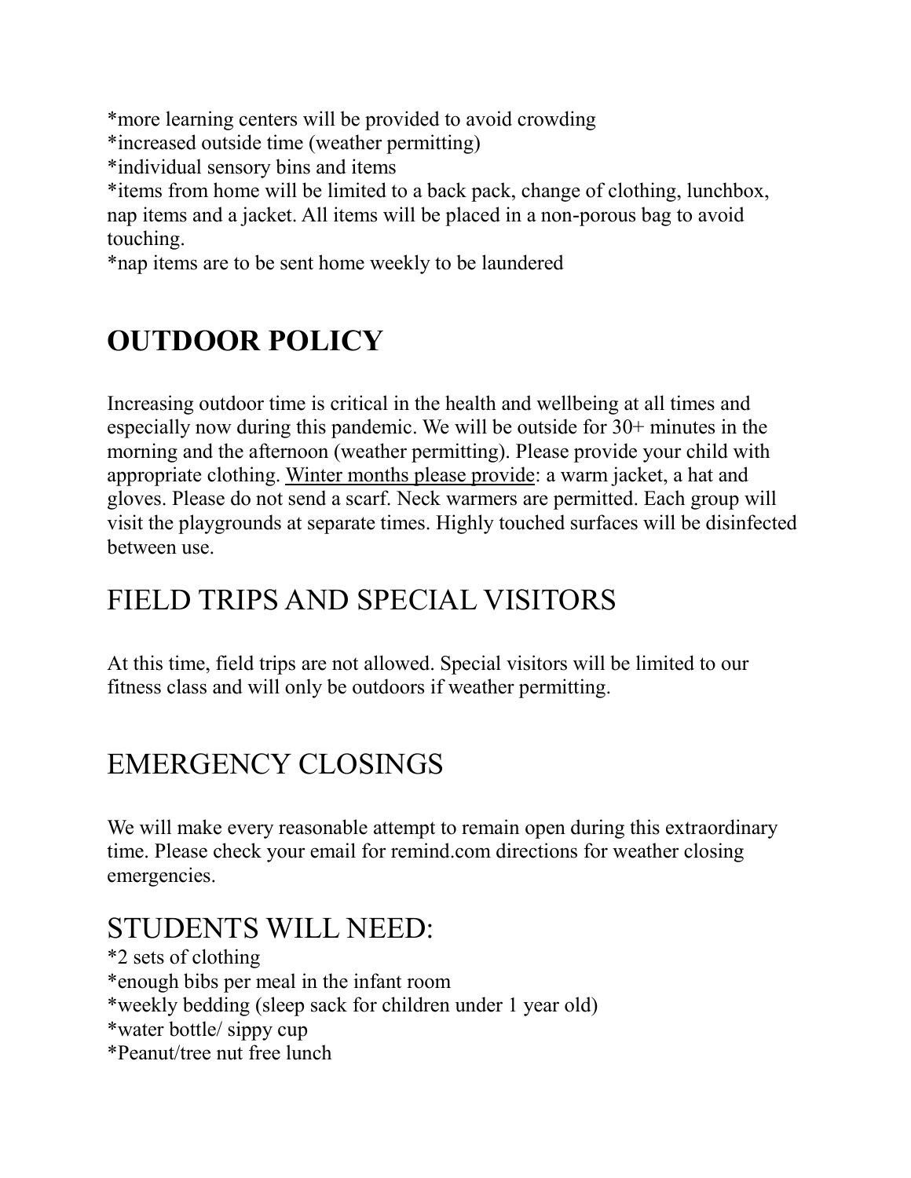*more learning centers will be provided to avoid crowding
*increased outside time (weather permitting)
*individual sensory bins and items
*items from home will be limited to a back pack, change of clothing, lunchbox, nap items and a jacket. All items will be placed in a non-porous bag to avoid touching.
*nap items are to be sent home weekly to be laundered

# **OUTDOOR POLICY**

Increasing outdoor time is critical in the health and wellbeing at all times and especially now during this pandemic. We will be outside for 30+ minutes in the morning and the afternoon (weather permitting). Please provide your child with appropriate clothing. <u>Winter months please provide</u>: a warm jacket, a hat and gloves. Please do not send a scarf. Neck warmers are permitted. Each group will visit the playgrounds at separate times. Highly touched surfaces will be disinfected between use.

## FIELD TRIPS AND SPECIAL VISITORS

At this time, field trips are not allowed. Special visitors will be limited to our fitness class and will only be outdoors if weather permitting.

## EMERGENCY CLOSINGS

We will make every reasonable attempt to remain open during this extraordinary time. Please check your email for remind.com directions for weather closing emergencies.

## STUDENTS WILL NEED:

*2 sets of clothing
*enough bibs per meal in the infant room
*weekly bedding (sleep sack for children under 1 year old)
*water bottle/ sippy cup
*Peanut/tree nut free lunch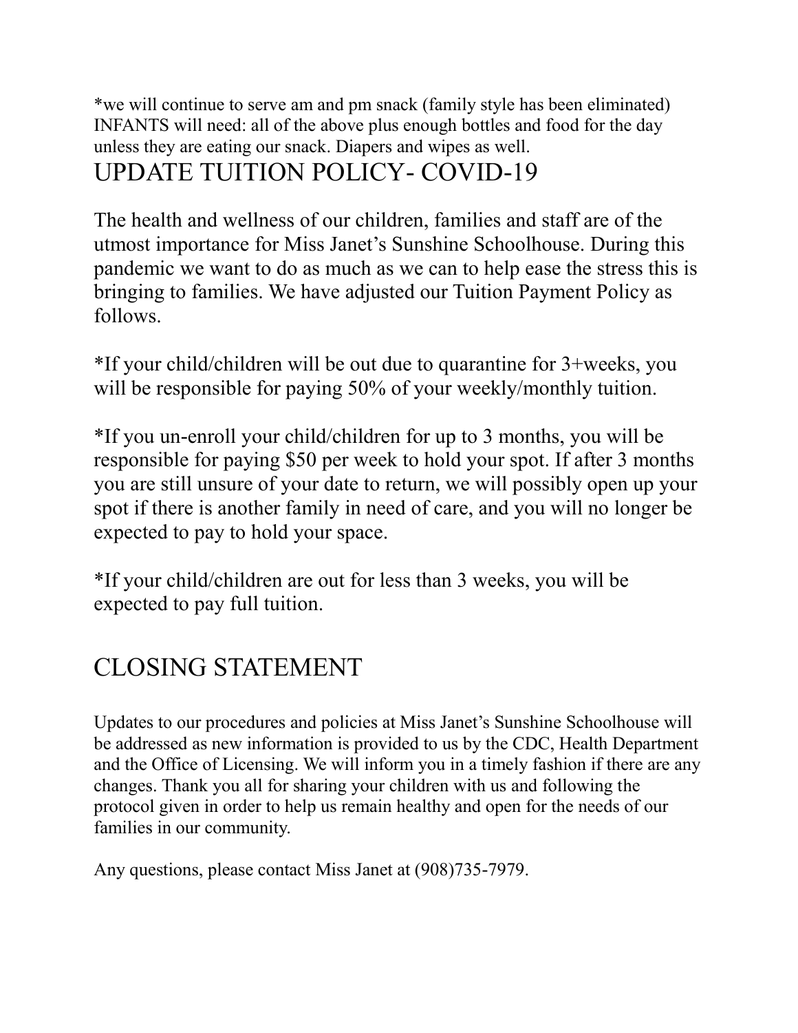*we will continue to serve am and pm snack (family style has been eliminated)
INFANTS will need: all of the above plus enough bottles and food for the day unless they are eating our snack. Diapers and wipes as well.

# UPDATE TUITION POLICY- COVID-19

The health and wellness of our children, families and staff are of the utmost importance for Miss Janet's Sunshine Schoolhouse. During this pandemic we want to do as much as we can to help ease the stress this is bringing to families. We have adjusted our Tuition Payment Policy as follows.

*If your child/children will be out due to quarantine for 3+weeks, you will be responsible for paying 50% of your weekly/monthly tuition.

*If you un-enroll your child/children for up to 3 months, you will be responsible for paying $50 per week to hold your spot. If after 3 months you are still unsure of your date to return, we will possibly open up your spot if there is another family in need of care, and you will no longer be expected to pay to hold your space.

*If your child/children are out for less than 3 weeks, you will be expected to pay full tuition.

# CLOSING STATEMENT

Updates to our procedures and policies at Miss Janet's Sunshine Schoolhouse will be addressed as new information is provided to us by the CDC, Health Department and the Office of Licensing. We will inform you in a timely fashion if there are any changes. Thank you all for sharing your children with us and following the protocol given in order to help us remain healthy and open for the needs of our families in our community.

Any questions, please contact Miss Janet at (908)735-7979.